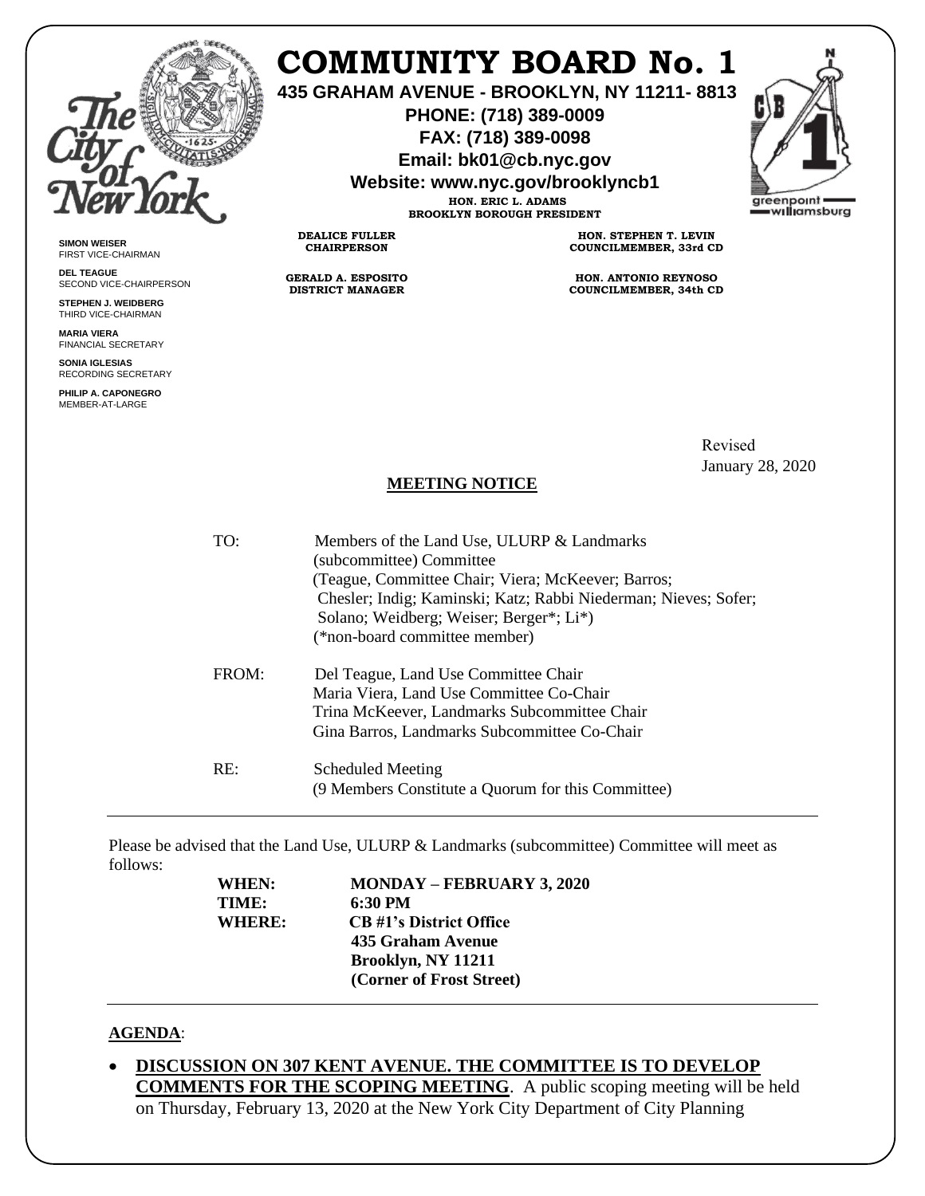# COMMUNITY BOARD No. 1

**435 GRAHAM AVENUE - BROOKLYN, NY 11211- 8813**
**PHONE: (718) 389-0009**
**FAX: (718) 389-0098**
**Email: bk01@cb.nyc.gov**
**Website: www.nyc.gov/brooklyncb1**

**HON. ERIC L. ADAMS**
**BROOKLYN BOROUGH PRESIDENT**

**DEALICE FULLER**
**CHAIRPERSON**

**GERALD A. ESPOSITO**
**DISTRICT MANAGER**

**HON. STEPHEN T. LEVIN**
**COUNCILMEMBER, 33rd CD**

**HON. ANTONIO REYNOSO**
**COUNCILMEMBER, 34th CD**

**SIMON WEISER**
FIRST VICE-CHAIRMAN

**DEL TEAGUE**
SECOND VICE-CHAIRPERSON

**STEPHEN J. WEIDBERG**
THIRD VICE-CHAIRMAN

**MARIA VIERA**
FINANCIAL SECRETARY

**SONIA IGLESIAS**
RECORDING SECRETARY

**PHILIP A. CAPONEGRO**
MEMBER-AT-LARGE

Revised
January 28, 2020

**MEETING NOTICE**

TO: Members of the Land Use, ULURP & Landmarks (subcommittee) Committee
(Teague, Committee Chair; Viera; McKeever; Barros; Chesler; Indig; Kaminski; Katz; Rabbi Niederman; Nieves; Sofer; Solano; Weidberg; Weiser; Berger*; Li*)
(*non-board committee member)

FROM: Del Teague, Land Use Committee Chair
Maria Viera, Land Use Committee Co-Chair
Trina McKeever, Landmarks Subcommittee Chair
Gina Barros, Landmarks Subcommittee Co-Chair

RE: Scheduled Meeting
(9 Members Constitute a Quorum for this Committee)

---

Please be advised that the Land Use, ULURP & Landmarks (subcommittee) Committee will meet as follows:

**WHEN:** **MONDAY – FEBRUARY 3, 2020**
**TIME:** **6:30 PM**
**WHERE:** **CB #1's District Office**
**435 Graham Avenue**
**Brooklyn, NY 11211**
**(Corner of Frost Street)**

---

**AGENDA**:

- **DISCUSSION ON 307 KENT AVENUE. THE COMMITTEE IS TO DEVELOP COMMENTS FOR THE SCOPING MEETING**. A public scoping meeting will be held on Thursday, February 13, 2020 at the New York City Department of City Planning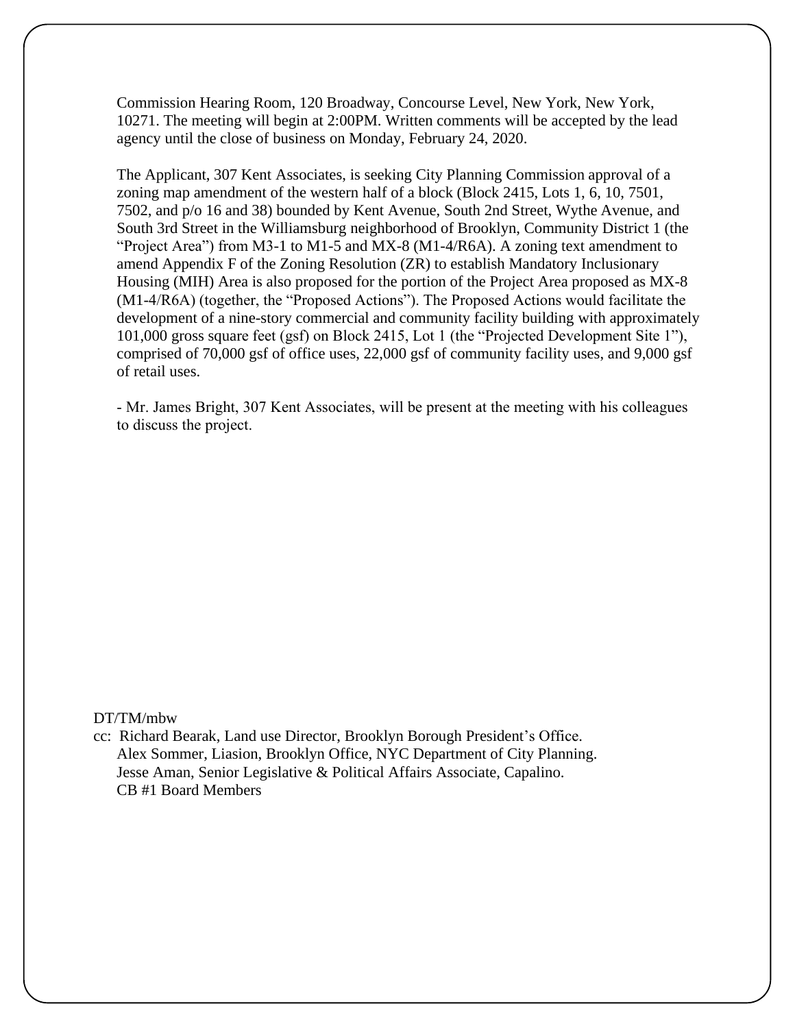Commission Hearing Room, 120 Broadway, Concourse Level, New York, New York, 10271. The meeting will begin at 2:00PM. Written comments will be accepted by the lead agency until the close of business on Monday, February 24, 2020.

The Applicant, 307 Kent Associates, is seeking City Planning Commission approval of a zoning map amendment of the western half of a block (Block 2415, Lots 1, 6, 10, 7501, 7502, and p/o 16 and 38) bounded by Kent Avenue, South 2nd Street, Wythe Avenue, and South 3rd Street in the Williamsburg neighborhood of Brooklyn, Community District 1 (the "Project Area") from M3-1 to M1-5 and MX-8 (M1-4/R6A). A zoning text amendment to amend Appendix F of the Zoning Resolution (ZR) to establish Mandatory Inclusionary Housing (MIH) Area is also proposed for the portion of the Project Area proposed as MX-8 (M1-4/R6A) (together, the "Proposed Actions"). The Proposed Actions would facilitate the development of a nine-story commercial and community facility building with approximately 101,000 gross square feet (gsf) on Block 2415, Lot 1 (the "Projected Development Site 1"), comprised of 70,000 gsf of office uses, 22,000 gsf of community facility uses, and 9,000 gsf of retail uses.

- Mr. James Bright, 307 Kent Associates, will be present at the meeting with his colleagues to discuss the project.

DT/TM/mbw

cc: Richard Bearak, Land use Director, Brooklyn Borough President's Office.
Alex Sommer, Liasion, Brooklyn Office, NYC Department of City Planning.
Jesse Aman, Senior Legislative & Political Affairs Associate, Capalino.
CB #1 Board Members